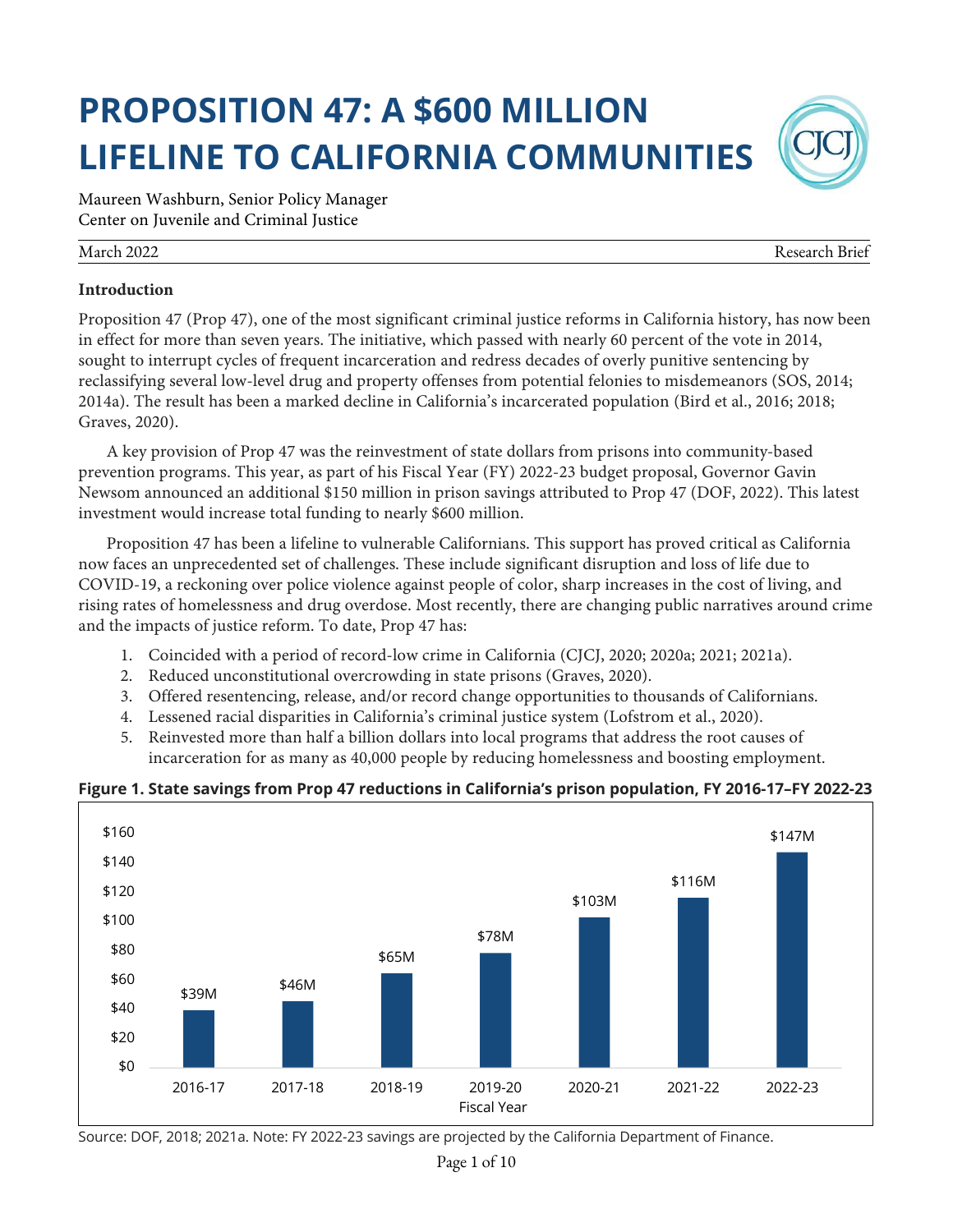# PROPOSITION 47: A $600 MILLION LIFELINE TO CALIFORNIA COMMUNITIES

Maureen Washburn, Senior Policy Manager
Center on Juvenile and Criminal Justice

March 2022 — Research Brief

**Introduction**

Proposition 47 (Prop 47), one of the most significant criminal justice reforms in California history, has now been in effect for more than seven years. The initiative, which passed with nearly 60 percent of the vote in 2014, sought to interrupt cycles of frequent incarceration and redress decades of overly punitive sentencing by reclassifying several low-level drug and property offenses from potential felonies to misdemeanors (SOS, 2014; 2014a). The result has been a marked decline in California's incarcerated population (Bird et al., 2016; 2018; Graves, 2020).

A key provision of Prop 47 was the reinvestment of state dollars from prisons into community-based prevention programs. This year, as part of his Fiscal Year (FY) 2022-23 budget proposal, Governor Gavin Newsom announced an additional $150 million in prison savings attributed to Prop 47 (DOF, 2022). This latest investment would increase total funding to nearly $600 million.

Proposition 47 has been a lifeline to vulnerable Californians. This support has proved critical as California now faces an unprecedented set of challenges. These include significant disruption and loss of life due to COVID-19, a reckoning over police violence against people of color, sharp increases in the cost of living, and rising rates of homelessness and drug overdose. Most recently, there are changing public narratives around crime and the impacts of justice reform. To date, Prop 47 has:

1. Coincided with a period of record-low crime in California (CJCJ, 2020; 2020a; 2021; 2021a).
2. Reduced unconstitutional overcrowding in state prisons (Graves, 2020).
3. Offered resentencing, release, and/or record change opportunities to thousands of Californians.
4. Lessened racial disparities in California's criminal justice system (Lofstrom et al., 2020).
5. Reinvested more than half a billion dollars into local programs that address the root causes of incarceration for as many as 40,000 people by reducing homelessness and boosting employment.

**Figure 1. State savings from Prop 47 reductions in California's prison population, FY 2016-17–FY 2022-23**

| Fiscal Year | Savings |
|---|---|
| 2016-17 | $39M |
| 2017-18 | $46M |
| 2018-19 | $65M |
| 2019-20 | $78M |
| 2020-21 | $103M |
| 2021-22 | $116M |
| 2022-23 | $147M |

Source: DOF, 2018; 2021a. Note: FY 2022-23 savings are projected by the California Department of Finance.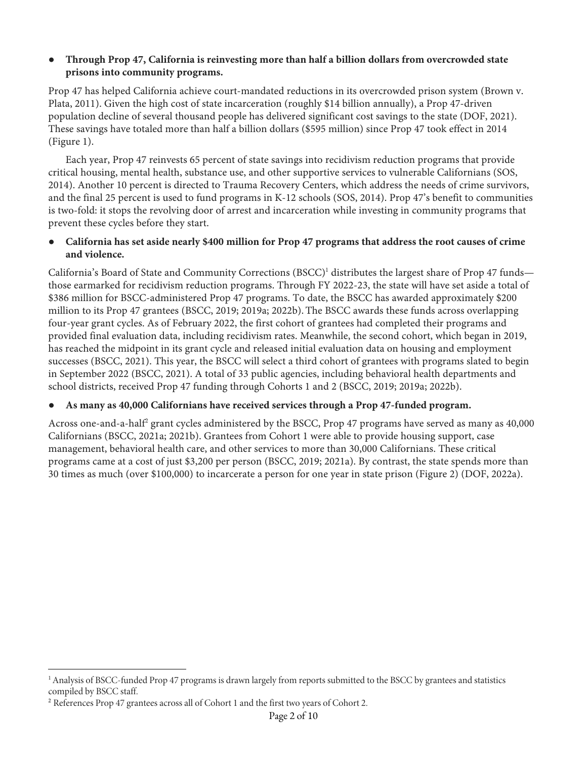- **Through Prop 47, California is reinvesting more than half a billion dollars from overcrowded state prisons into community programs.**

Prop 47 has helped California achieve court-mandated reductions in its overcrowded prison system (Brown v. Plata, 2011). Given the high cost of state incarceration (roughly $14 billion annually), a Prop 47-driven population decline of several thousand people has delivered significant cost savings to the state (DOF, 2021). These savings have totaled more than half a billion dollars ($595 million) since Prop 47 took effect in 2014 (Figure 1).

Each year, Prop 47 reinvests 65 percent of state savings into recidivism reduction programs that provide critical housing, mental health, substance use, and other supportive services to vulnerable Californians (SOS, 2014). Another 10 percent is directed to Trauma Recovery Centers, which address the needs of crime survivors, and the final 25 percent is used to fund programs in K-12 schools (SOS, 2014). Prop 47's benefit to communities is two-fold: it stops the revolving door of arrest and incarceration while investing in community programs that prevent these cycles before they start.

- **California has set aside nearly $400 million for Prop 47 programs that address the root causes of crime and violence.**

California's Board of State and Community Corrections (BSCC)[1] distributes the largest share of Prop 47 funds—those earmarked for recidivism reduction programs. Through FY 2022-23, the state will have set aside a total of $386 million for BSCC-administered Prop 47 programs. To date, the BSCC has awarded approximately $200 million to its Prop 47 grantees (BSCC, 2019; 2019a; 2022b). The BSCC awards these funds across overlapping four-year grant cycles. As of February 2022, the first cohort of grantees had completed their programs and provided final evaluation data, including recidivism rates. Meanwhile, the second cohort, which began in 2019, has reached the midpoint in its grant cycle and released initial evaluation data on housing and employment successes (BSCC, 2021). This year, the BSCC will select a third cohort of grantees with programs slated to begin in September 2022 (BSCC, 2021). A total of 33 public agencies, including behavioral health departments and school districts, received Prop 47 funding through Cohorts 1 and 2 (BSCC, 2019; 2019a; 2022b).

- **As many as 40,000 Californians have received services through a Prop 47-funded program.**

Across one-and-a-half[2] grant cycles administered by the BSCC, Prop 47 programs have served as many as 40,000 Californians (BSCC, 2021a; 2021b). Grantees from Cohort 1 were able to provide housing support, case management, behavioral health care, and other services to more than 30,000 Californians. These critical programs came at a cost of just $3,200 per person (BSCC, 2019; 2021a). By contrast, the state spends more than 30 times as much (over $100,000) to incarcerate a person for one year in state prison (Figure 2) (DOF, 2022a).

---

[1] Analysis of BSCC-funded Prop 47 programs is drawn largely from reports submitted to the BSCC by grantees and statistics compiled by BSCC staff.

[2] References Prop 47 grantees across all of Cohort 1 and the first two years of Cohort 2.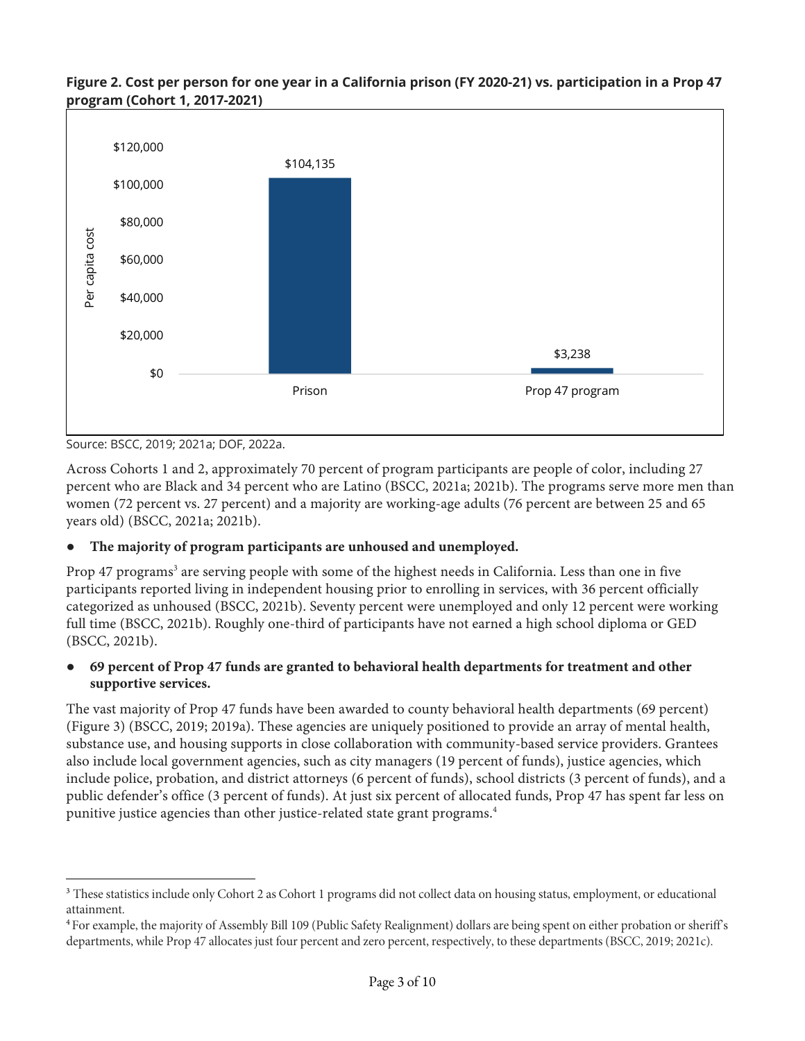**Figure 2. Cost per person for one year in a California prison (FY 2020-21) vs. participation in a Prop 47 program (Cohort 1, 2017-2021)**

| | Per capita cost |
|---|---|
| Prison | $104,135 |
| Prop 47 program | $3,238 |

Source: BSCC, 2019; 2021a; DOF, 2022a.

Across Cohorts 1 and 2, approximately 70 percent of program participants are people of color, including 27 percent who are Black and 34 percent who are Latino (BSCC, 2021a; 2021b). The programs serve more men than women (72 percent vs. 27 percent) and a majority are working-age adults (76 percent are between 25 and 65 years old) (BSCC, 2021a; 2021b).

- **The majority of program participants are unhoused and unemployed.**

Prop 47 programs[3] are serving people with some of the highest needs in California. Less than one in five participants reported living in independent housing prior to enrolling in services, with 36 percent officially categorized as unhoused (BSCC, 2021b). Seventy percent were unemployed and only 12 percent were working full time (BSCC, 2021b). Roughly one-third of participants have not earned a high school diploma or GED (BSCC, 2021b).

- **69 percent of Prop 47 funds are granted to behavioral health departments for treatment and other supportive services.**

The vast majority of Prop 47 funds have been awarded to county behavioral health departments (69 percent) (Figure 3) (BSCC, 2019; 2019a). These agencies are uniquely positioned to provide an array of mental health, substance use, and housing supports in close collaboration with community-based service providers. Grantees also include local government agencies, such as city managers (19 percent of funds), justice agencies, which include police, probation, and district attorneys (6 percent of funds), school districts (3 percent of funds), and a public defender's office (3 percent of funds). At just six percent of allocated funds, Prop 47 has spent far less on punitive justice agencies than other justice-related state grant programs.[4]

---

[3] These statistics include only Cohort 2 as Cohort 1 programs did not collect data on housing status, employment, or educational attainment.

[4] For example, the majority of Assembly Bill 109 (Public Safety Realignment) dollars are being spent on either probation or sheriff's departments, while Prop 47 allocates just four percent and zero percent, respectively, to these departments (BSCC, 2019; 2021c).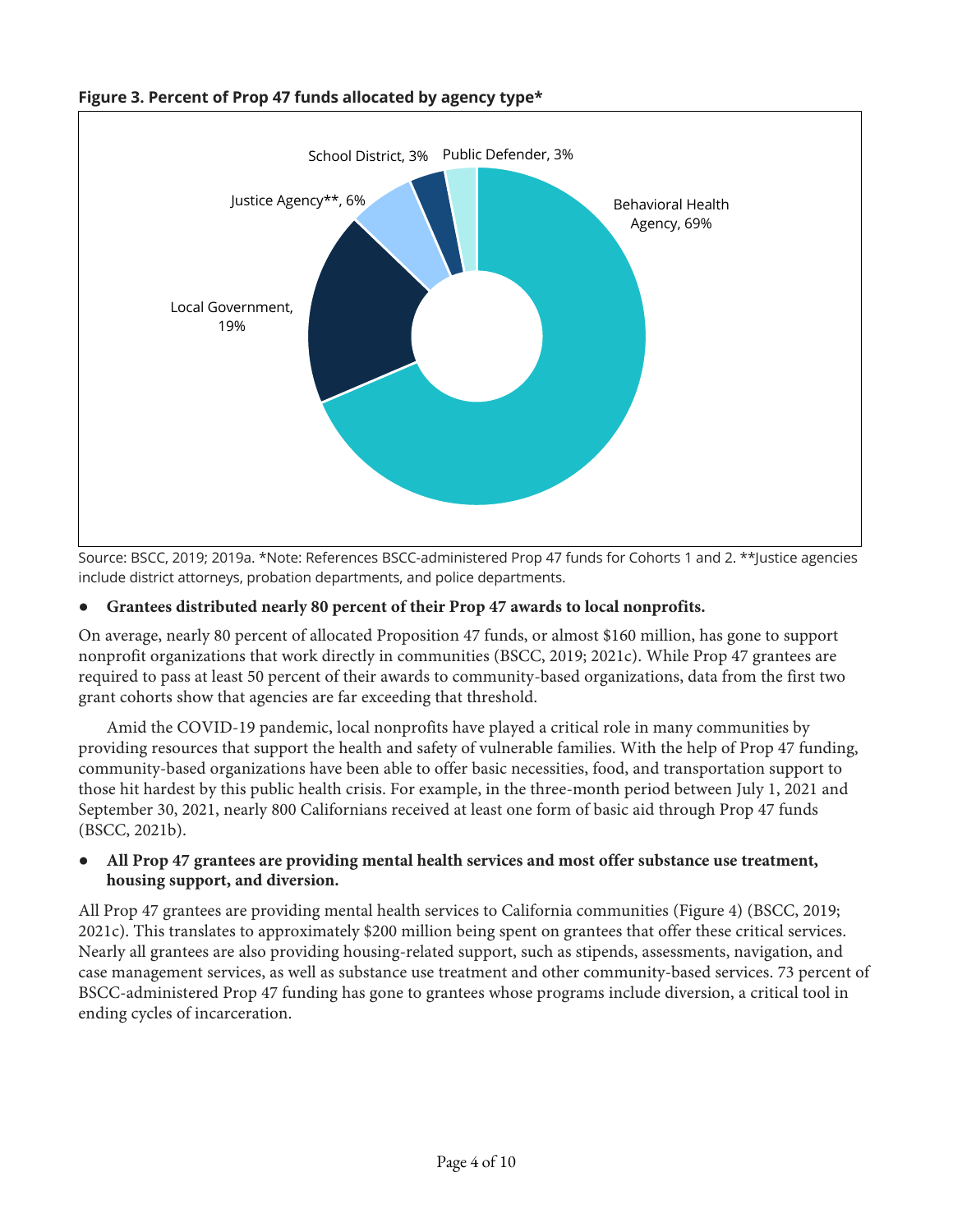**Figure 3. Percent of Prop 47 funds allocated by agency type***

| Agency type | Percent |
| --- | --- |
| Behavioral Health Agency | 69% |
| Local Government | 19% |
| Justice Agency** | 6% |
| School District | 3% |
| Public Defender | 3% |

Source: BSCC, 2019; 2019a. *Note: References BSCC-administered Prop 47 funds for Cohorts 1 and 2. **Justice agencies include district attorneys, probation departments, and police departments.

- **Grantees distributed nearly 80 percent of their Prop 47 awards to local nonprofits.**

On average, nearly 80 percent of allocated Proposition 47 funds, or almost $160 million, has gone to support nonprofit organizations that work directly in communities (BSCC, 2019; 2021c). While Prop 47 grantees are required to pass at least 50 percent of their awards to community-based organizations, data from the first two grant cohorts show that agencies are far exceeding that threshold.

Amid the COVID-19 pandemic, local nonprofits have played a critical role in many communities by providing resources that support the health and safety of vulnerable families. With the help of Prop 47 funding, community-based organizations have been able to offer basic necessities, food, and transportation support to those hit hardest by this public health crisis. For example, in the three-month period between July 1, 2021 and September 30, 2021, nearly 800 Californians received at least one form of basic aid through Prop 47 funds (BSCC, 2021b).

- **All Prop 47 grantees are providing mental health services and most offer substance use treatment, housing support, and diversion.**

All Prop 47 grantees are providing mental health services to California communities (Figure 4) (BSCC, 2019; 2021c). This translates to approximately $200 million being spent on grantees that offer these critical services. Nearly all grantees are also providing housing-related support, such as stipends, assessments, navigation, and case management services, as well as substance use treatment and other community-based services. 73 percent of BSCC-administered Prop 47 funding has gone to grantees whose programs include diversion, a critical tool in ending cycles of incarceration.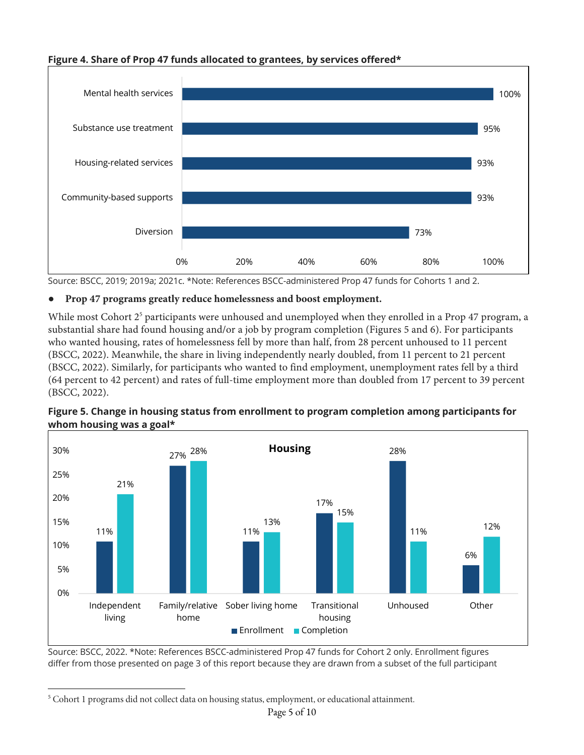**Figure 4. Share of Prop 47 funds allocated to grantees, by services offered***

| Service | Share |
|---|---|
| Mental health services | 100% |
| Substance use treatment | 95% |
| Housing-related services | 93% |
| Community-based supports | 93% |
| Diversion | 73% |

Source: BSCC, 2019; 2019a; 2021c. *Note: References BSCC-administered Prop 47 funds for Cohorts 1 and 2.

- **Prop 47 programs greatly reduce homelessness and boost employment.**

While most Cohort 2[5] participants were unhoused and unemployed when they enrolled in a Prop 47 program, a substantial share had found housing and/or a job by program completion (Figures 5 and 6). For participants who wanted housing, rates of homelessness fell by more than half, from 28 percent unhoused to 11 percent (BSCC, 2022). Meanwhile, the share in living independently nearly doubled, from 11 percent to 21 percent (BSCC, 2022). Similarly, for participants who wanted to find employment, unemployment rates fell by a third (64 percent to 42 percent) and rates of full-time employment more than doubled from 17 percent to 39 percent (BSCC, 2022).

**Figure 5. Change in housing status from enrollment to program completion among participants for whom housing was a goal***

Housing

| Housing status | Enrollment | Completion |
|---|---|---|
| Independent living | 11% | 21% |
| Family/relative home | 27% | 28% |
| Sober living home | 11% | 13% |
| Transitional housing | 17% | 15% |
| Unhoused | 28% | 11% |
| Other | 6% | 12% |

Source: BSCC, 2022. *Note: References BSCC-administered Prop 47 funds for Cohort 2 only. Enrollment figures differ from those presented on page 3 of this report because they are drawn from a subset of the full participant

[5] Cohort 1 programs did not collect data on housing status, employment, or educational attainment.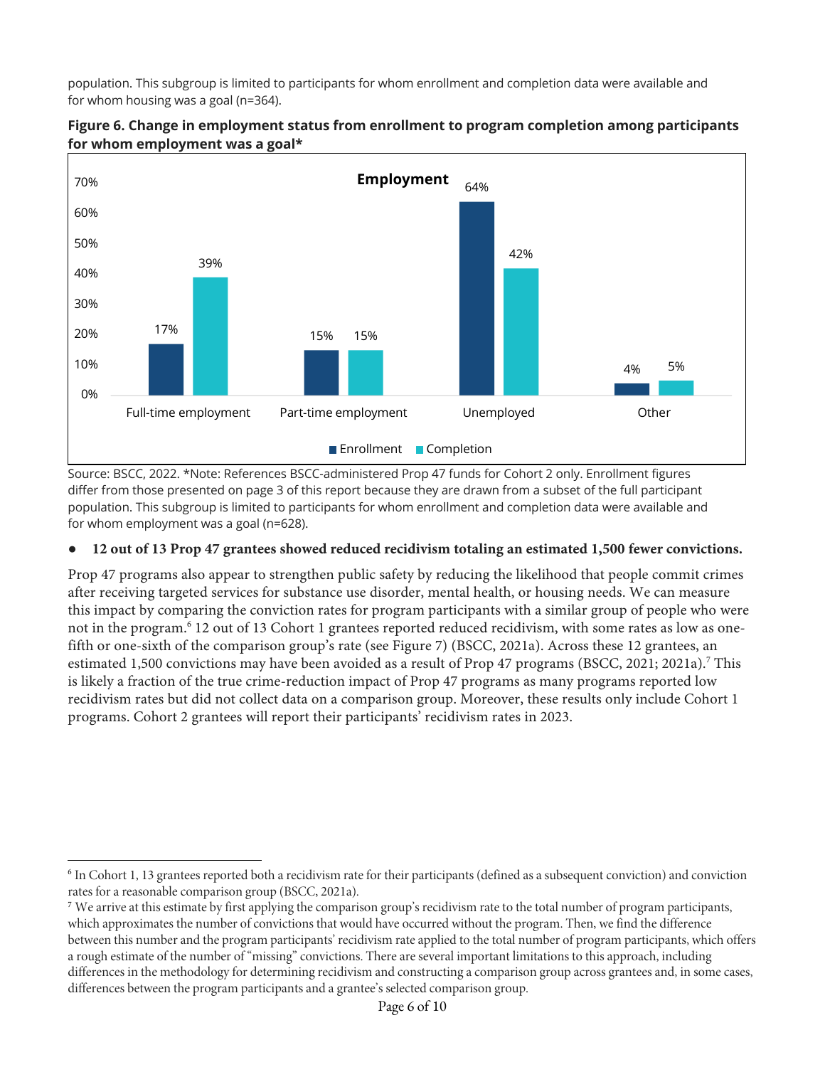population. This subgroup is limited to participants for whom enrollment and completion data were available and for whom housing was a goal (n=364).

**Figure 6. Change in employment status from enrollment to program completion among participants for whom employment was a goal***

| Employment | Enrollment | Completion |
|---|---|---|
| Full-time employment | 17% | 39% |
| Part-time employment | 15% | 15% |
| Unemployed | 64% | 42% |
| Other | 4% | 5% |

Source: BSCC, 2022. *Note: References BSCC-administered Prop 47 funds for Cohort 2 only. Enrollment figures differ from those presented on page 3 of this report because they are drawn from a subset of the full participant population. This subgroup is limited to participants for whom enrollment and completion data were available and for whom employment was a goal (n=628).

- **12 out of 13 Prop 47 grantees showed reduced recidivism totaling an estimated 1,500 fewer convictions.**

Prop 47 programs also appear to strengthen public safety by reducing the likelihood that people commit crimes after receiving targeted services for substance use disorder, mental health, or housing needs. We can measure this impact by comparing the conviction rates for program participants with a similar group of people who were not in the program.[6] 12 out of 13 Cohort 1 grantees reported reduced recidivism, with some rates as low as one-fifth or one-sixth of the comparison group's rate (see Figure 7) (BSCC, 2021a). Across these 12 grantees, an estimated 1,500 convictions may have been avoided as a result of Prop 47 programs (BSCC, 2021; 2021a).[7] This is likely a fraction of the true crime-reduction impact of Prop 47 programs as many programs reported low recidivism rates but did not collect data on a comparison group. Moreover, these results only include Cohort 1 programs. Cohort 2 grantees will report their participants' recidivism rates in 2023.

---

[6] In Cohort 1, 13 grantees reported both a recidivism rate for their participants (defined as a subsequent conviction) and conviction rates for a reasonable comparison group (BSCC, 2021a).

[7] We arrive at this estimate by first applying the comparison group's recidivism rate to the total number of program participants, which approximates the number of convictions that would have occurred without the program. Then, we find the difference between this number and the program participants' recidivism rate applied to the total number of program participants, which offers a rough estimate of the number of "missing" convictions. There are several important limitations to this approach, including differences in the methodology for determining recidivism and constructing a comparison group across grantees and, in some cases, differences between the program participants and a grantee's selected comparison group.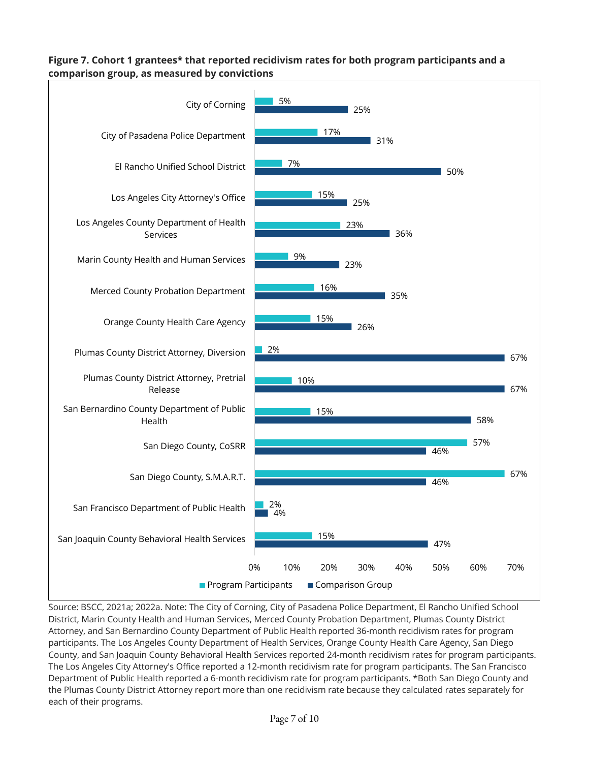**Figure 7. Cohort 1 grantees* that reported recidivism rates for both program participants and a comparison group, as measured by convictions**

| Grantee | Program Participants | Comparison Group |
|---|---|---|
| City of Corning | 5% | 25% |
| City of Pasadena Police Department | 17% | 31% |
| El Rancho Unified School District | 7% | 50% |
| Los Angeles City Attorney's Office | 15% | 25% |
| Los Angeles County Department of Health Services | 23% | 36% |
| Marin County Health and Human Services | 9% | 23% |
| Merced County Probation Department | 16% | 35% |
| Orange County Health Care Agency | 15% | 26% |
| Plumas County District Attorney, Diversion | 2% | 67% |
| Plumas County District Attorney, Pretrial Release | 10% | 67% |
| San Bernardino County Department of Public Health | 15% | 58% |
| San Diego County, CoSRR | 57% | 46% |
| San Diego County, S.M.A.R.T. | 67% | 46% |
| San Francisco Department of Public Health | 2% | 4% |
| San Joaquin County Behavioral Health Services | 15% | 47% |

Source: BSCC, 2021a; 2022a. Note: The City of Corning, City of Pasadena Police Department, El Rancho Unified School District, Marin County Health and Human Services, Merced County Probation Department, Plumas County District Attorney, and San Bernardino County Department of Public Health reported 36-month recidivism rates for program participants. The Los Angeles County Department of Health Services, Orange County Health Care Agency, San Diego County, and San Joaquin County Behavioral Health Services reported 24-month recidivism rates for program participants. The Los Angeles City Attorney's Office reported a 12-month recidivism rate for program participants. The San Francisco Department of Public Health reported a 6-month recidivism rate for program participants. *Both San Diego County and the Plumas County District Attorney report more than one recidivism rate because they calculated rates separately for each of their programs.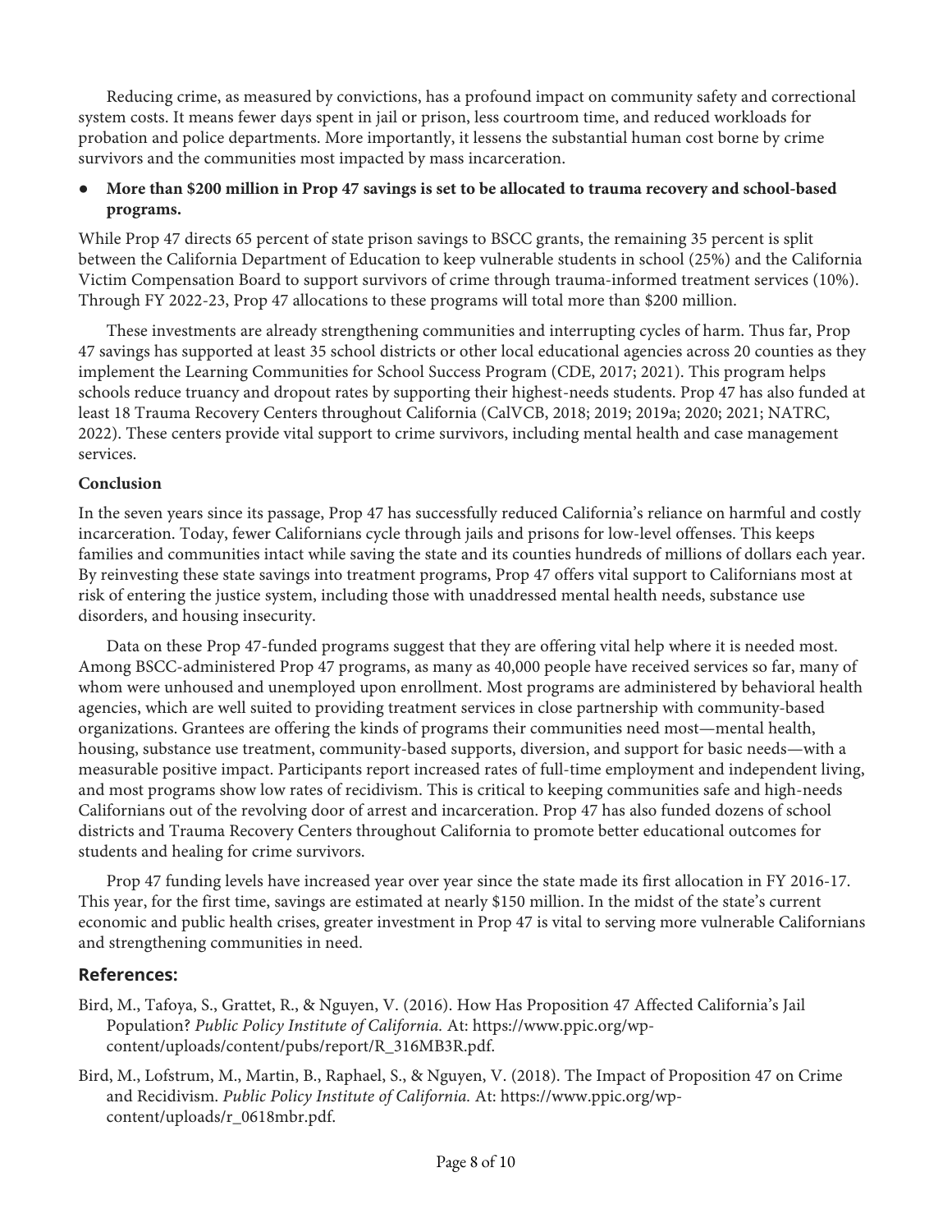Reducing crime, as measured by convictions, has a profound impact on community safety and correctional system costs. It means fewer days spent in jail or prison, less courtroom time, and reduced workloads for probation and police departments. More importantly, it lessens the substantial human cost borne by crime survivors and the communities most impacted by mass incarceration.

- **More than $200 million in Prop 47 savings is set to be allocated to trauma recovery and school-based programs.**

While Prop 47 directs 65 percent of state prison savings to BSCC grants, the remaining 35 percent is split between the California Department of Education to keep vulnerable students in school (25%) and the California Victim Compensation Board to support survivors of crime through trauma-informed treatment services (10%). Through FY 2022-23, Prop 47 allocations to these programs will total more than $200 million.

These investments are already strengthening communities and interrupting cycles of harm. Thus far, Prop 47 savings has supported at least 35 school districts or other local educational agencies across 20 counties as they implement the Learning Communities for School Success Program (CDE, 2017; 2021). This program helps schools reduce truancy and dropout rates by supporting their highest-needs students. Prop 47 has also funded at least 18 Trauma Recovery Centers throughout California (CalVCB, 2018; 2019; 2019a; 2020; 2021; NATRC, 2022). These centers provide vital support to crime survivors, including mental health and case management services.

**Conclusion**

In the seven years since its passage, Prop 47 has successfully reduced California's reliance on harmful and costly incarceration. Today, fewer Californians cycle through jails and prisons for low-level offenses. This keeps families and communities intact while saving the state and its counties hundreds of millions of dollars each year. By reinvesting these state savings into treatment programs, Prop 47 offers vital support to Californians most at risk of entering the justice system, including those with unaddressed mental health needs, substance use disorders, and housing insecurity.

Data on these Prop 47-funded programs suggest that they are offering vital help where it is needed most. Among BSCC-administered Prop 47 programs, as many as 40,000 people have received services so far, many of whom were unhoused and unemployed upon enrollment. Most programs are administered by behavioral health agencies, which are well suited to providing treatment services in close partnership with community-based organizations. Grantees are offering the kinds of programs their communities need most—mental health, housing, substance use treatment, community-based supports, diversion, and support for basic needs—with a measurable positive impact. Participants report increased rates of full-time employment and independent living, and most programs show low rates of recidivism. This is critical to keeping communities safe and high-needs Californians out of the revolving door of arrest and incarceration. Prop 47 has also funded dozens of school districts and Trauma Recovery Centers throughout California to promote better educational outcomes for students and healing for crime survivors.

Prop 47 funding levels have increased year over year since the state made its first allocation in FY 2016-17. This year, for the first time, savings are estimated at nearly $150 million. In the midst of the state's current economic and public health crises, greater investment in Prop 47 is vital to serving more vulnerable Californians and strengthening communities in need.

## References:

Bird, M., Tafoya, S., Grattet, R., & Nguyen, V. (2016). How Has Proposition 47 Affected California's Jail Population? *Public Policy Institute of California.* At: https://www.ppic.org/wp-content/uploads/content/pubs/report/R_316MB3R.pdf.

Bird, M., Lofstrum, M., Martin, B., Raphael, S., & Nguyen, V. (2018). The Impact of Proposition 47 on Crime and Recidivism. *Public Policy Institute of California.* At: https://www.ppic.org/wp-content/uploads/r_0618mbr.pdf.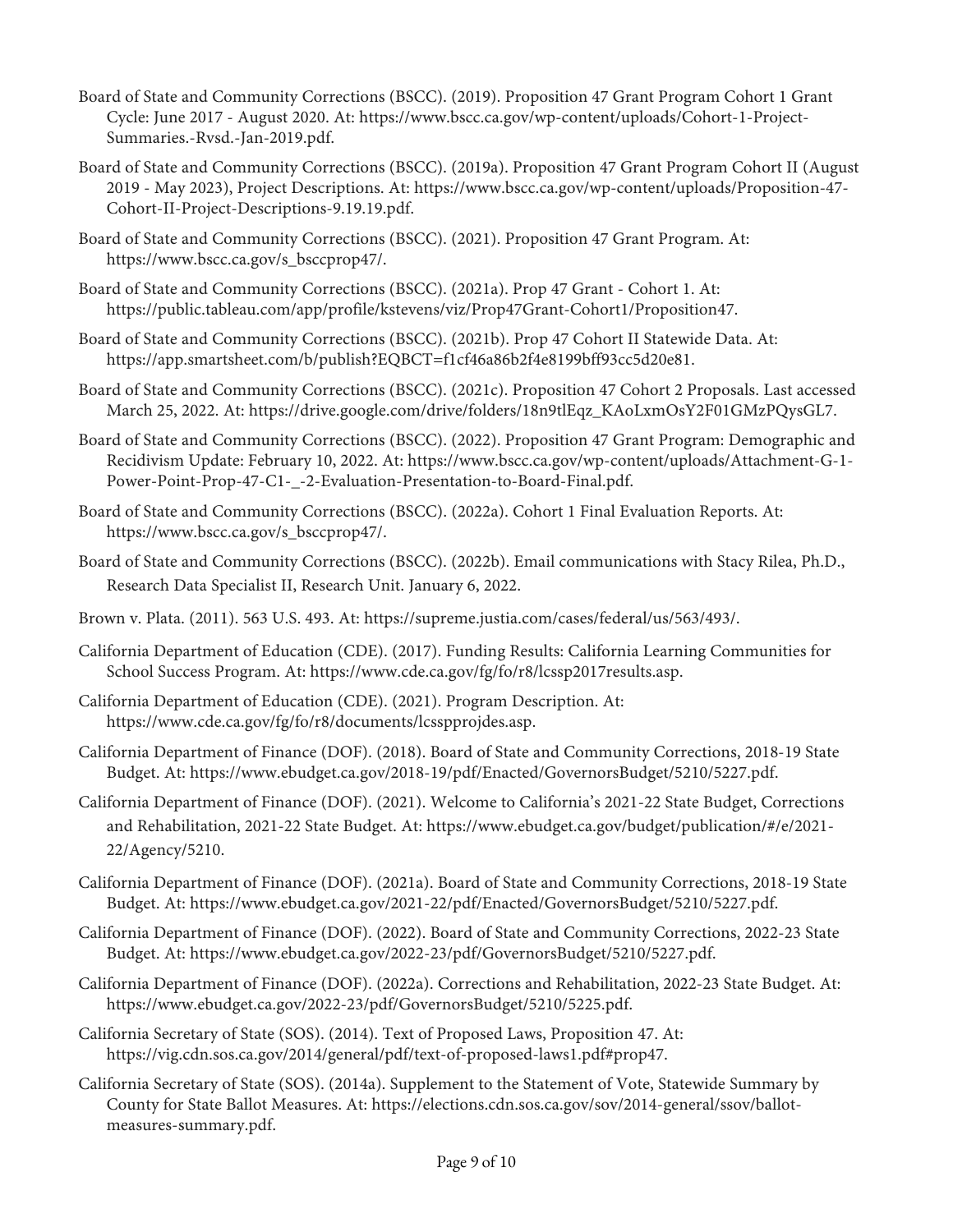Board of State and Community Corrections (BSCC). (2019). Proposition 47 Grant Program Cohort 1 Grant Cycle: June 2017 - August 2020. At: https://www.bscc.ca.gov/wp-content/uploads/Cohort-1-Project-Summaries.-Rvsd.-Jan-2019.pdf.

Board of State and Community Corrections (BSCC). (2019a). Proposition 47 Grant Program Cohort II (August 2019 - May 2023), Project Descriptions. At: https://www.bscc.ca.gov/wp-content/uploads/Proposition-47-Cohort-II-Project-Descriptions-9.19.19.pdf.

Board of State and Community Corrections (BSCC). (2021). Proposition 47 Grant Program. At: https://www.bscc.ca.gov/s_bsccprop47/.

Board of State and Community Corrections (BSCC). (2021a). Prop 47 Grant - Cohort 1. At: https://public.tableau.com/app/profile/kstevens/viz/Prop47Grant-Cohort1/Proposition47.

Board of State and Community Corrections (BSCC). (2021b). Prop 47 Cohort II Statewide Data. At: https://app.smartsheet.com/b/publish?EQBCT=f1cf46a86b2f4e8199bff93cc5d20e81.

Board of State and Community Corrections (BSCC). (2021c). Proposition 47 Cohort 2 Proposals. Last accessed March 25, 2022. At: https://drive.google.com/drive/folders/18n9tlEqz_KAoLxmOsY2F01GMzPQysGL7.

Board of State and Community Corrections (BSCC). (2022). Proposition 47 Grant Program: Demographic and Recidivism Update: February 10, 2022. At: https://www.bscc.ca.gov/wp-content/uploads/Attachment-G-1-Power-Point-Prop-47-C1-_-2-Evaluation-Presentation-to-Board-Final.pdf.

Board of State and Community Corrections (BSCC). (2022a). Cohort 1 Final Evaluation Reports. At: https://www.bscc.ca.gov/s_bsccprop47/.

Board of State and Community Corrections (BSCC). (2022b). Email communications with Stacy Rilea, Ph.D., Research Data Specialist II, Research Unit. January 6, 2022.

Brown v. Plata. (2011). 563 U.S. 493. At: https://supreme.justia.com/cases/federal/us/563/493/.

California Department of Education (CDE). (2017). Funding Results: California Learning Communities for School Success Program. At: https://www.cde.ca.gov/fg/fo/r8/lcssp2017results.asp.

California Department of Education (CDE). (2021). Program Description. At: https://www.cde.ca.gov/fg/fo/r8/documents/lcsspprojdes.asp.

California Department of Finance (DOF). (2018). Board of State and Community Corrections, 2018-19 State Budget. At: https://www.ebudget.ca.gov/2018-19/pdf/Enacted/GovernorsBudget/5210/5227.pdf.

California Department of Finance (DOF). (2021). Welcome to California's 2021-22 State Budget, Corrections and Rehabilitation, 2021-22 State Budget. At: https://www.ebudget.ca.gov/budget/publication/#/e/2021-22/Agency/5210.

California Department of Finance (DOF). (2021a). Board of State and Community Corrections, 2018-19 State Budget. At: https://www.ebudget.ca.gov/2021-22/pdf/Enacted/GovernorsBudget/5210/5227.pdf.

California Department of Finance (DOF). (2022). Board of State and Community Corrections, 2022-23 State Budget. At: https://www.ebudget.ca.gov/2022-23/pdf/GovernorsBudget/5210/5227.pdf.

California Department of Finance (DOF). (2022a). Corrections and Rehabilitation, 2022-23 State Budget. At: https://www.ebudget.ca.gov/2022-23/pdf/GovernorsBudget/5210/5225.pdf.

California Secretary of State (SOS). (2014). Text of Proposed Laws, Proposition 47. At: https://vig.cdn.sos.ca.gov/2014/general/pdf/text-of-proposed-laws1.pdf#prop47.

California Secretary of State (SOS). (2014a). Supplement to the Statement of Vote, Statewide Summary by County for State Ballot Measures. At: https://elections.cdn.sos.ca.gov/sov/2014-general/ssov/ballot-measures-summary.pdf.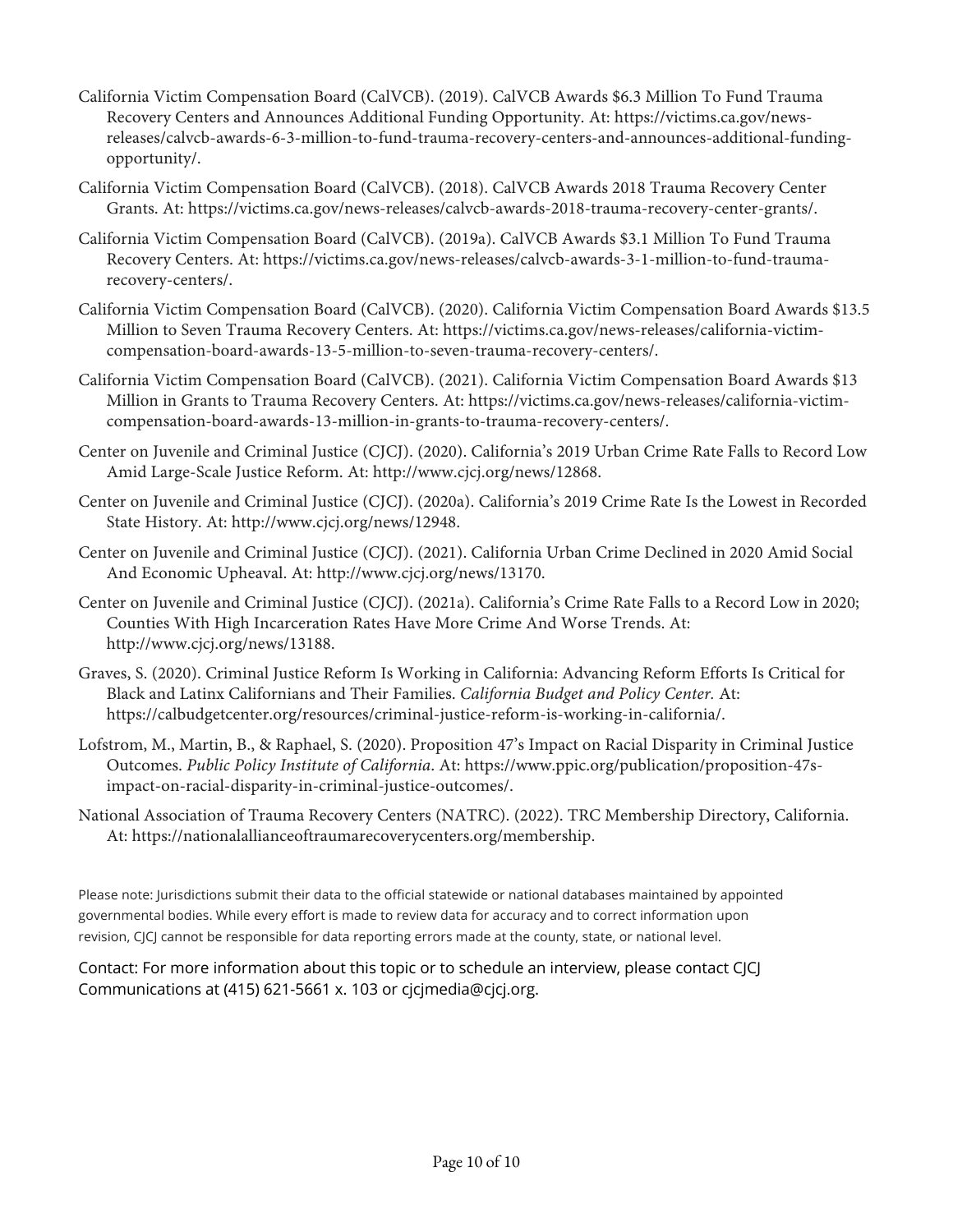California Victim Compensation Board (CalVCB). (2019). CalVCB Awards $6.3 Million To Fund Trauma Recovery Centers and Announces Additional Funding Opportunity. At: https://victims.ca.gov/news-releases/calvcb-awards-6-3-million-to-fund-trauma-recovery-centers-and-announces-additional-funding-opportunity/.

California Victim Compensation Board (CalVCB). (2018). CalVCB Awards 2018 Trauma Recovery Center Grants. At: https://victims.ca.gov/news-releases/calvcb-awards-2018-trauma-recovery-center-grants/.

California Victim Compensation Board (CalVCB). (2019a). CalVCB Awards $3.1 Million To Fund Trauma Recovery Centers. At: https://victims.ca.gov/news-releases/calvcb-awards-3-1-million-to-fund-trauma-recovery-centers/.

California Victim Compensation Board (CalVCB). (2020). California Victim Compensation Board Awards $13.5 Million to Seven Trauma Recovery Centers. At: https://victims.ca.gov/news-releases/california-victim-compensation-board-awards-13-5-million-to-seven-trauma-recovery-centers/.

California Victim Compensation Board (CalVCB). (2021). California Victim Compensation Board Awards $13 Million in Grants to Trauma Recovery Centers. At: https://victims.ca.gov/news-releases/california-victim-compensation-board-awards-13-million-in-grants-to-trauma-recovery-centers/.

Center on Juvenile and Criminal Justice (CJCJ). (2020). California's 2019 Urban Crime Rate Falls to Record Low Amid Large-Scale Justice Reform. At: http://www.cjcj.org/news/12868.

Center on Juvenile and Criminal Justice (CJCJ). (2020a). California's 2019 Crime Rate Is the Lowest in Recorded State History. At: http://www.cjcj.org/news/12948.

Center on Juvenile and Criminal Justice (CJCJ). (2021). California Urban Crime Declined in 2020 Amid Social And Economic Upheaval. At: http://www.cjcj.org/news/13170.

Center on Juvenile and Criminal Justice (CJCJ). (2021a). California's Crime Rate Falls to a Record Low in 2020; Counties With High Incarceration Rates Have More Crime And Worse Trends. At: http://www.cjcj.org/news/13188.

Graves, S. (2020). Criminal Justice Reform Is Working in California: Advancing Reform Efforts Is Critical for Black and Latinx Californians and Their Families. *California Budget and Policy Center.* At: https://calbudgetcenter.org/resources/criminal-justice-reform-is-working-in-california/.

Lofstrom, M., Martin, B., & Raphael, S. (2020). Proposition 47's Impact on Racial Disparity in Criminal Justice Outcomes. *Public Policy Institute of California*. At: https://www.ppic.org/publication/proposition-47s-impact-on-racial-disparity-in-criminal-justice-outcomes/.

National Association of Trauma Recovery Centers (NATRC). (2022). TRC Membership Directory, California. At: https://nationalallianceoftraumarecoverycenters.org/membership.

Please note: Jurisdictions submit their data to the official statewide or national databases maintained by appointed governmental bodies. While every effort is made to review data for accuracy and to correct information upon revision, CJCJ cannot be responsible for data reporting errors made at the county, state, or national level.

Contact: For more information about this topic or to schedule an interview, please contact CJCJ Communications at (415) 621-5661 x. 103 or cjcjmedia@cjcj.org.